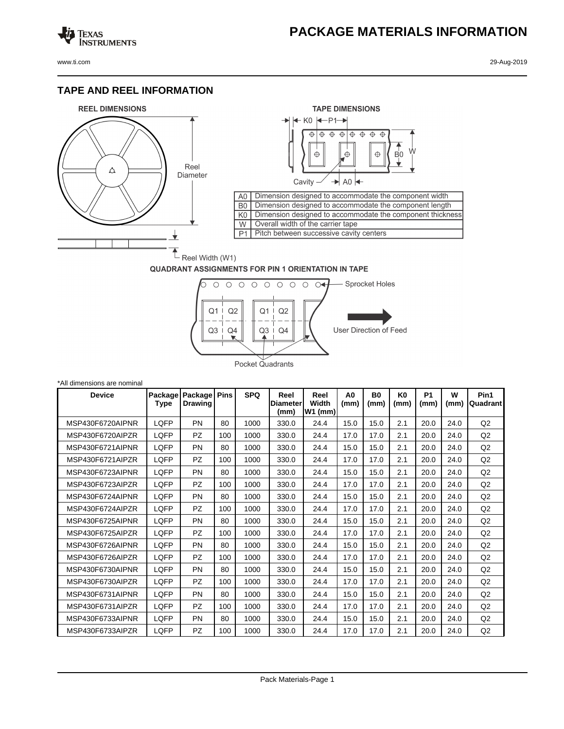# PACKAGE MATERIALS INFORMATION

## TAPE AND REEL INFORMATION

REEL DIMENSIONS

Reel Diameter

Reel Width (W1)

TAPE DIMENSIONS

K0 P1

B0 W

Cavity A0

| | |
|---|---|
| A0 | Dimension designed to accommodate the component width |
| B0 | Dimension designed to accommodate the component length |
| K0 | Dimension designed to accommodate the component thickness |
| W | Overall width of the carrier tape |
| P1 | Pitch between successive cavity centers |

QUADRANT ASSIGNMENTS FOR PIN 1 ORIENTATION IN TAPE

Sprocket Holes

Q1 Q2 Q3 Q4

User Direction of Feed

Pocket Quadrants

*All dimensions are nominal

| Device | Package Type | Package Drawing | Pins | SPQ | Reel Diameter (mm) | Reel Width W1 (mm) | A0 (mm) | B0 (mm) | K0 (mm) | P1 (mm) | W (mm) | Pin1 Quadrant |
|---|---|---|---|---|---|---|---|---|---|---|---|---|
| MSP430F6720AIPNR | LQFP | PN | 80 | 1000 | 330.0 | 24.4 | 15.0 | 15.0 | 2.1 | 20.0 | 24.0 | Q2 |
| MSP430F6720AIPZR | LQFP | PZ | 100 | 1000 | 330.0 | 24.4 | 17.0 | 17.0 | 2.1 | 20.0 | 24.0 | Q2 |
| MSP430F6721AIPNR | LQFP | PN | 80 | 1000 | 330.0 | 24.4 | 15.0 | 15.0 | 2.1 | 20.0 | 24.0 | Q2 |
| MSP430F6721AIPZR | LQFP | PZ | 100 | 1000 | 330.0 | 24.4 | 17.0 | 17.0 | 2.1 | 20.0 | 24.0 | Q2 |
| MSP430F6723AIPNR | LQFP | PN | 80 | 1000 | 330.0 | 24.4 | 15.0 | 15.0 | 2.1 | 20.0 | 24.0 | Q2 |
| MSP430F6723AIPZR | LQFP | PZ | 100 | 1000 | 330.0 | 24.4 | 17.0 | 17.0 | 2.1 | 20.0 | 24.0 | Q2 |
| MSP430F6724AIPNR | LQFP | PN | 80 | 1000 | 330.0 | 24.4 | 15.0 | 15.0 | 2.1 | 20.0 | 24.0 | Q2 |
| MSP430F6724AIPZR | LQFP | PZ | 100 | 1000 | 330.0 | 24.4 | 17.0 | 17.0 | 2.1 | 20.0 | 24.0 | Q2 |
| MSP430F6725AIPNR | LQFP | PN | 80 | 1000 | 330.0 | 24.4 | 15.0 | 15.0 | 2.1 | 20.0 | 24.0 | Q2 |
| MSP430F6725AIPZR | LQFP | PZ | 100 | 1000 | 330.0 | 24.4 | 17.0 | 17.0 | 2.1 | 20.0 | 24.0 | Q2 |
| MSP430F6726AIPNR | LQFP | PN | 80 | 1000 | 330.0 | 24.4 | 15.0 | 15.0 | 2.1 | 20.0 | 24.0 | Q2 |
| MSP430F6726AIPZR | LQFP | PZ | 100 | 1000 | 330.0 | 24.4 | 17.0 | 17.0 | 2.1 | 20.0 | 24.0 | Q2 |
| MSP430F6730AIPNR | LQFP | PN | 80 | 1000 | 330.0 | 24.4 | 15.0 | 15.0 | 2.1 | 20.0 | 24.0 | Q2 |
| MSP430F6730AIPZR | LQFP | PZ | 100 | 1000 | 330.0 | 24.4 | 17.0 | 17.0 | 2.1 | 20.0 | 24.0 | Q2 |
| MSP430F6731AIPNR | LQFP | PN | 80 | 1000 | 330.0 | 24.4 | 15.0 | 15.0 | 2.1 | 20.0 | 24.0 | Q2 |
| MSP430F6731AIPZR | LQFP | PZ | 100 | 1000 | 330.0 | 24.4 | 17.0 | 17.0 | 2.1 | 20.0 | 24.0 | Q2 |
| MSP430F6733AIPNR | LQFP | PN | 80 | 1000 | 330.0 | 24.4 | 15.0 | 15.0 | 2.1 | 20.0 | 24.0 | Q2 |
| MSP430F6733AIPZR | LQFP | PZ | 100 | 1000 | 330.0 | 24.4 | 17.0 | 17.0 | 2.1 | 20.0 | 24.0 | Q2 |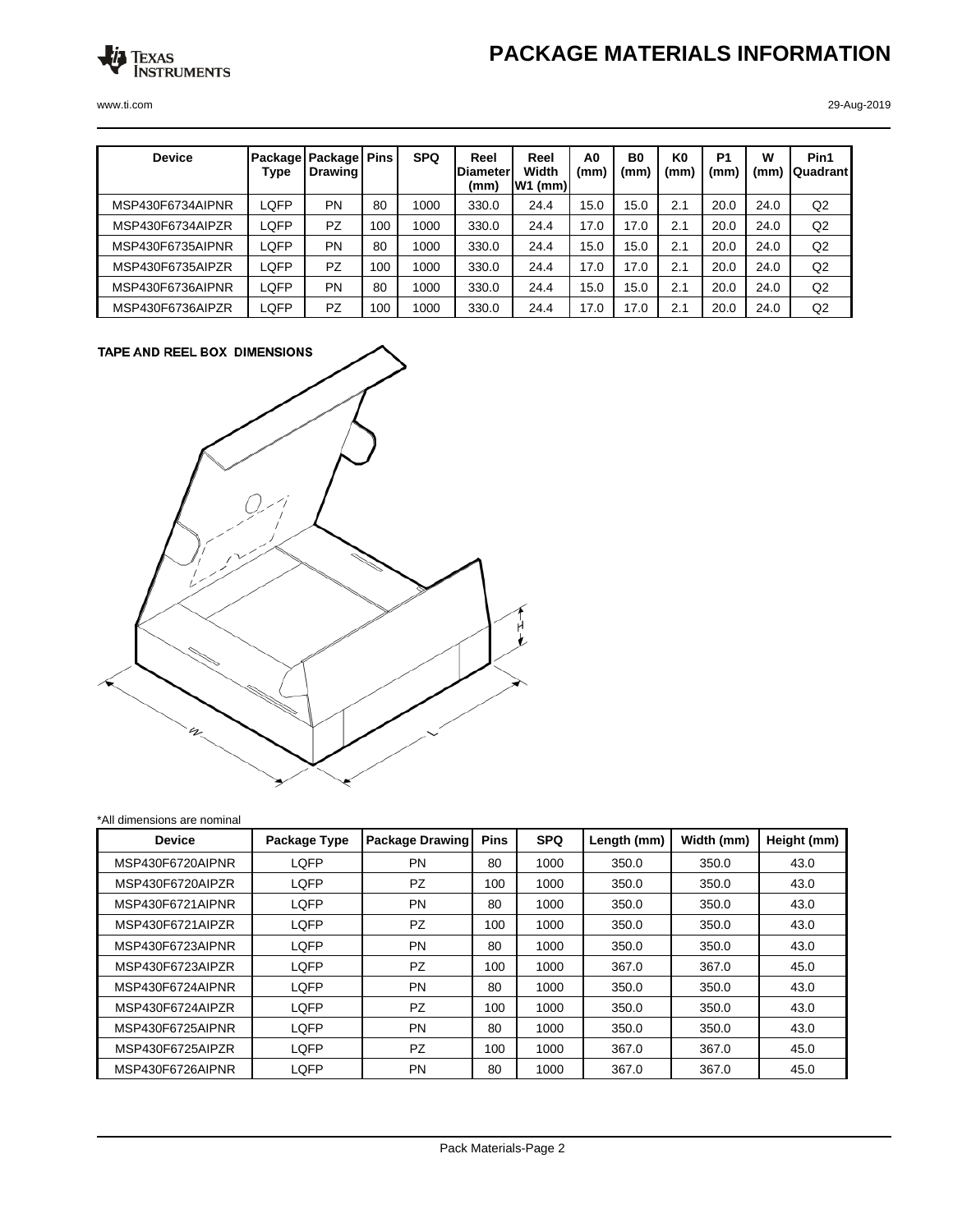# PACKAGE MATERIALS INFORMATION

| Device | Package Type | Package Drawing | Pins | SPQ | Reel Diameter (mm) | Reel Width W1 (mm) | A0 (mm) | B0 (mm) | K0 (mm) | P1 (mm) | W (mm) | Pin1 Quadrant |
|---|---|---|---|---|---|---|---|---|---|---|---|---|
| MSP430F6734AIPNR | LQFP | PN | 80 | 1000 | 330.0 | 24.4 | 15.0 | 15.0 | 2.1 | 20.0 | 24.0 | Q2 |
| MSP430F6734AIPZR | LQFP | PZ | 100 | 1000 | 330.0 | 24.4 | 17.0 | 17.0 | 2.1 | 20.0 | 24.0 | Q2 |
| MSP430F6735AIPNR | LQFP | PN | 80 | 1000 | 330.0 | 24.4 | 15.0 | 15.0 | 2.1 | 20.0 | 24.0 | Q2 |
| MSP430F6735AIPZR | LQFP | PZ | 100 | 1000 | 330.0 | 24.4 | 17.0 | 17.0 | 2.1 | 20.0 | 24.0 | Q2 |
| MSP430F6736AIPNR | LQFP | PN | 80 | 1000 | 330.0 | 24.4 | 15.0 | 15.0 | 2.1 | 20.0 | 24.0 | Q2 |
| MSP430F6736AIPZR | LQFP | PZ | 100 | 1000 | 330.0 | 24.4 | 17.0 | 17.0 | 2.1 | 20.0 | 24.0 | Q2 |

## TAPE AND REEL BOX DIMENSIONS

H

W

L

*All dimensions are nominal

| Device | Package Type | Package Drawing | Pins | SPQ | Length (mm) | Width (mm) | Height (mm) |
|---|---|---|---|---|---|---|---|
| MSP430F6720AIPNR | LQFP | PN | 80 | 1000 | 350.0 | 350.0 | 43.0 |
| MSP430F6720AIPZR | LQFP | PZ | 100 | 1000 | 350.0 | 350.0 | 43.0 |
| MSP430F6721AIPNR | LQFP | PN | 80 | 1000 | 350.0 | 350.0 | 43.0 |
| MSP430F6721AIPZR | LQFP | PZ | 100 | 1000 | 350.0 | 350.0 | 43.0 |
| MSP430F6723AIPNR | LQFP | PN | 80 | 1000 | 350.0 | 350.0 | 43.0 |
| MSP430F6723AIPZR | LQFP | PZ | 100 | 1000 | 367.0 | 367.0 | 45.0 |
| MSP430F6724AIPNR | LQFP | PN | 80 | 1000 | 350.0 | 350.0 | 43.0 |
| MSP430F6724AIPZR | LQFP | PZ | 100 | 1000 | 350.0 | 350.0 | 43.0 |
| MSP430F6725AIPNR | LQFP | PN | 80 | 1000 | 350.0 | 350.0 | 43.0 |
| MSP430F6725AIPZR | LQFP | PZ | 100 | 1000 | 367.0 | 367.0 | 45.0 |
| MSP430F6726AIPNR | LQFP | PN | 80 | 1000 | 367.0 | 367.0 | 45.0 |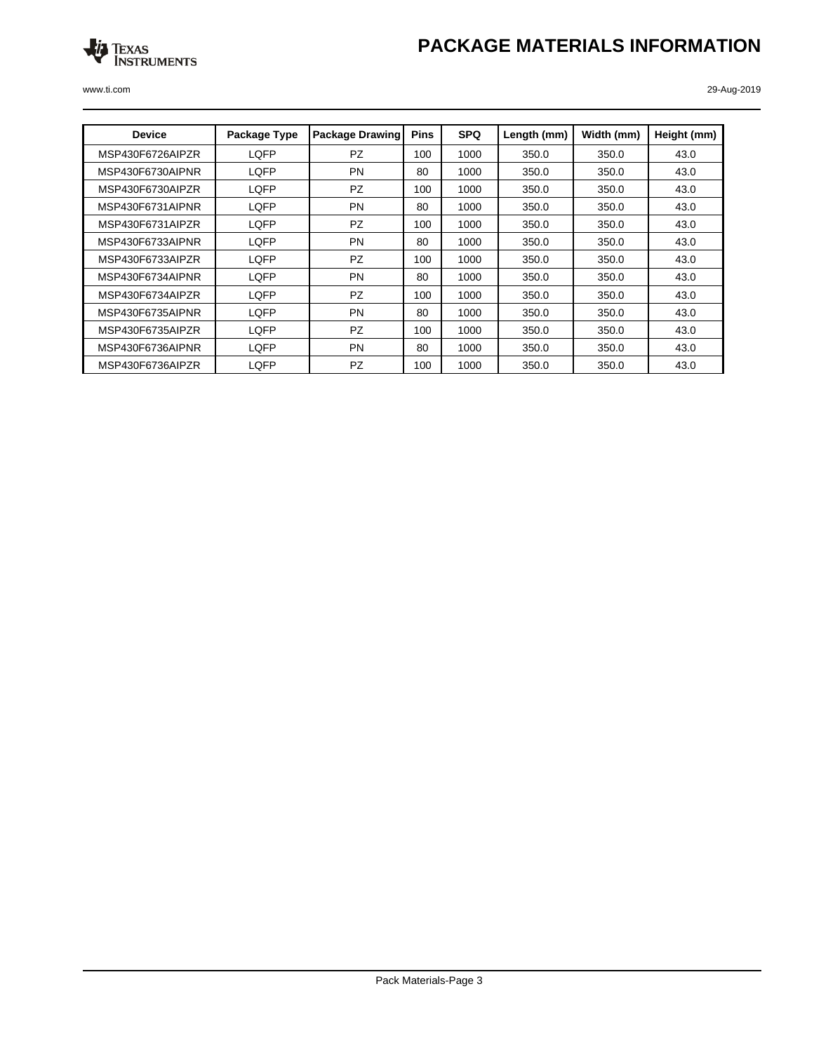| Device | Package Type | Package Drawing | Pins | SPQ | Length (mm) | Width (mm) | Height (mm) |
|---|---|---|---|---|---|---|---|
| MSP430F6726AIPZR | LQFP | PZ | 100 | 1000 | 350.0 | 350.0 | 43.0 |
| MSP430F6730AIPNR | LQFP | PN | 80 | 1000 | 350.0 | 350.0 | 43.0 |
| MSP430F6730AIPZR | LQFP | PZ | 100 | 1000 | 350.0 | 350.0 | 43.0 |
| MSP430F6731AIPNR | LQFP | PN | 80 | 1000 | 350.0 | 350.0 | 43.0 |
| MSP430F6731AIPZR | LQFP | PZ | 100 | 1000 | 350.0 | 350.0 | 43.0 |
| MSP430F6733AIPNR | LQFP | PN | 80 | 1000 | 350.0 | 350.0 | 43.0 |
| MSP430F6733AIPZR | LQFP | PZ | 100 | 1000 | 350.0 | 350.0 | 43.0 |
| MSP430F6734AIPNR | LQFP | PN | 80 | 1000 | 350.0 | 350.0 | 43.0 |
| MSP430F6734AIPZR | LQFP | PZ | 100 | 1000 | 350.0 | 350.0 | 43.0 |
| MSP430F6735AIPNR | LQFP | PN | 80 | 1000 | 350.0 | 350.0 | 43.0 |
| MSP430F6735AIPZR | LQFP | PZ | 100 | 1000 | 350.0 | 350.0 | 43.0 |
| MSP430F6736AIPNR | LQFP | PN | 80 | 1000 | 350.0 | 350.0 | 43.0 |
| MSP430F6736AIPZR | LQFP | PZ | 100 | 1000 | 350.0 | 350.0 | 43.0 |